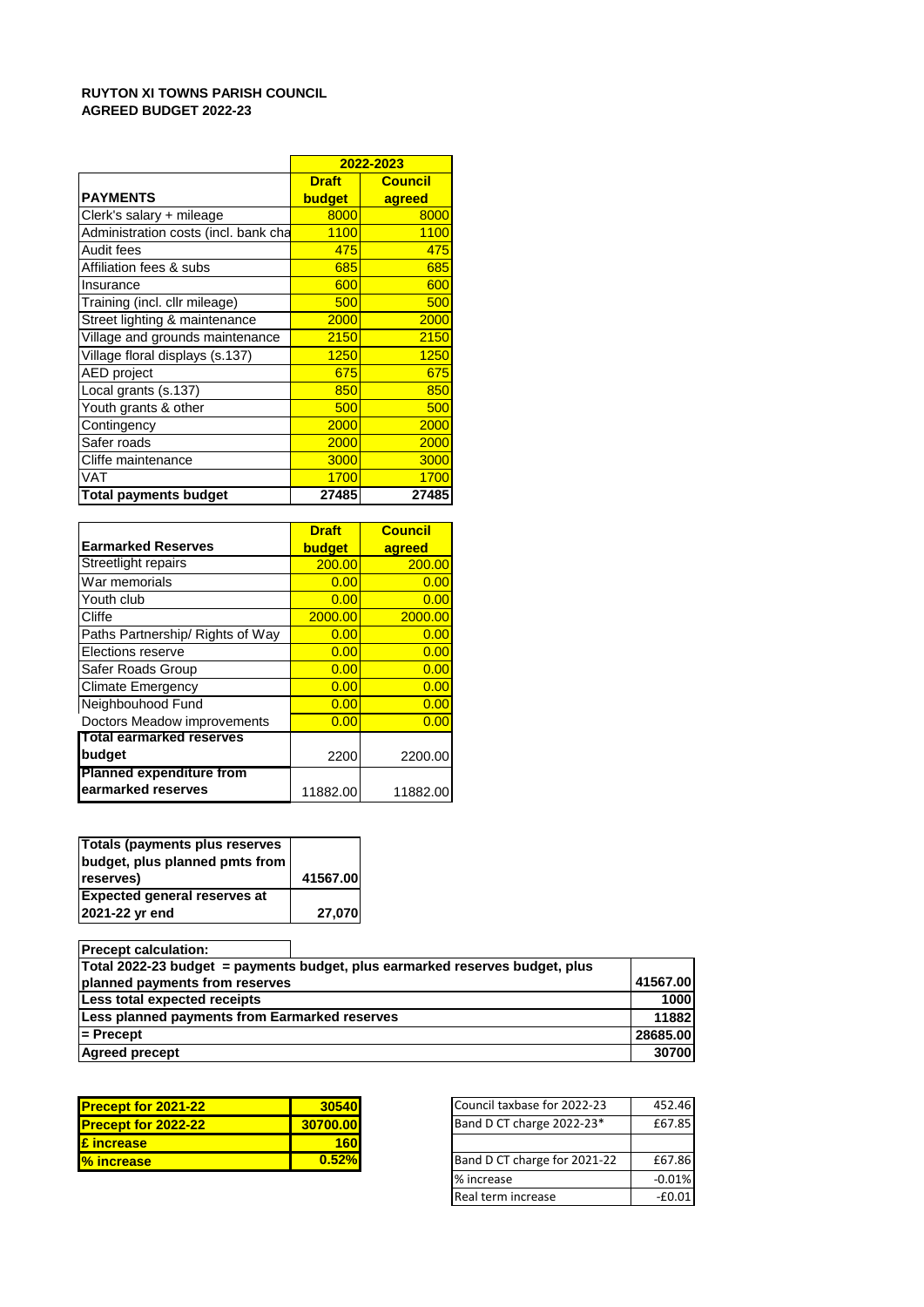**RUYTON XI TOWNS PARISH COUNCIL**
**AGREED BUDGET 2022-23**

| | 2022-2023 | |
|---|---|---|
| **PAYMENTS** | **Draft budget** | **Council agreed** |
| Clerk's salary + mileage | 8000 | 8000 |
| Administration costs (incl. bank cha | 1100 | 1100 |
| Audit fees | 475 | 475 |
| Affiliation fees & subs | 685 | 685 |
| Insurance | 600 | 600 |
| Training (incl. cllr mileage) | 500 | 500 |
| Street lighting & maintenance | 2000 | 2000 |
| Village and grounds maintenance | 2150 | 2150 |
| Village floral displays (s.137) | 1250 | 1250 |
| AED project | 675 | 675 |
| Local grants (s.137) | 850 | 850 |
| Youth grants & other | 500 | 500 |
| Contingency | 2000 | 2000 |
| Safer roads | 2000 | 2000 |
| Cliffe maintenance | 3000 | 3000 |
| VAT | 1700 | 1700 |
| **Total payments budget** | **27485** | **27485** |

| **Earmarked Reserves** | **Draft budget** | **Council agreed** |
|---|---|---|
| Streetlight repairs | 200.00 | 200.00 |
| War memorials | 0.00 | 0.00 |
| Youth club | 0.00 | 0.00 |
| Cliffe | 2000.00 | 2000.00 |
| Paths Partnership/ Rights of Way | 0.00 | 0.00 |
| Elections reserve | 0.00 | 0.00 |
| Safer Roads Group | 0.00 | 0.00 |
| Climate Emergency | 0.00 | 0.00 |
| Neighbouhood Fund | 0.00 | 0.00 |
| Doctors Meadow improvements | 0.00 | 0.00 |
| **Total earmarked reserves budget** | 2200 | 2200.00 |
| **Planned expenditure from earmarked reserves** | 11882.00 | 11882.00 |

| | |
|---|---|
| **Totals (payments plus reserves budget, plus planned pmts from reserves)** | **41567.00** |
| **Expected general reserves at 2021-22 yr end** | **27,070** |

| **Precept calculation:** | |
|---|---|
| **Total 2022-23 budget = payments budget, plus earmarked reserves budget, plus planned payments from reserves** | **41567.00** |
| **Less total expected receipts** | **1000** |
| **Less planned payments from Earmarked reserves** | **11882** |
| **= Precept** | **28685.00** |
| **Agreed precept** | **30700** |

| | |
|---|---|
| **Precept for 2021-22** | **30540** |
| **Precept for 2022-22** | **30700.00** |
| **£ increase** | **160** |
| **% increase** | **0.52%** |

| | |
|---|---|
| Council taxbase for 2022-23 | 452.46 |
| Band D CT charge 2022-23* | £67.85 |
| | |
| Band D CT charge for 2021-22 | £67.86 |
| % increase | -0.01% |
| Real term increase | -£0.01 |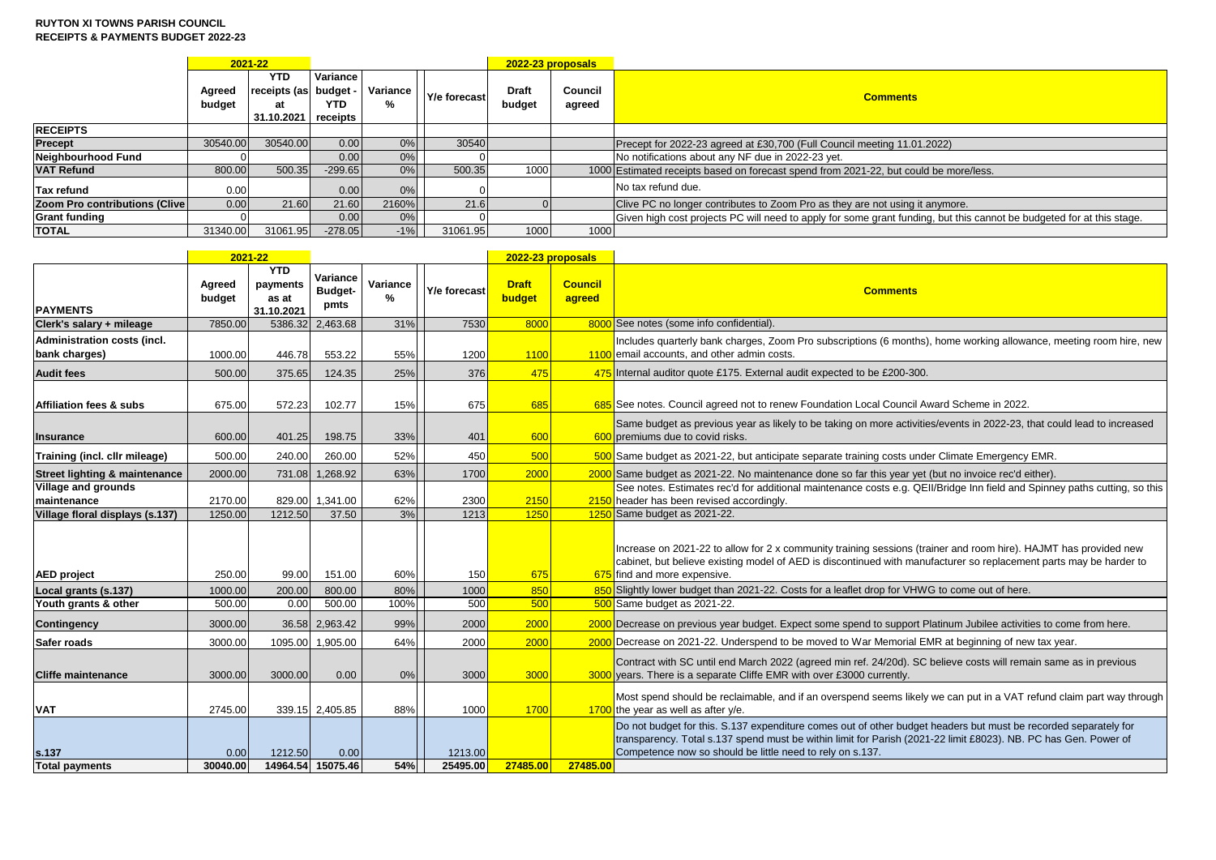**RUYTON XI TOWNS PARISH COUNCIL**
**RECEIPTS & PAYMENTS BUDGET 2022-23**

| | 2021-22 | | | | | 2022-23 proposals | | |
|---|---|---|---|---|---|---|---|---|
| | Agreed budget | YTD receipts (as at 31.10.2021 | Variance budget - YTD receipts | Variance % | Y/e forecast | Draft budget | Council agreed | Comments |
| **RECEIPTS** | | | | | | | | |
| **Precept** | 30540.00 | 30540.00 | 0.00 | 0% | 30540 | | | Precept for 2022-23 agreed at £30,700 (Full Council meeting 11.01.2022) |
| **Neighbourhood Fund** | 0 | | 0.00 | 0% | 0 | | | No notifications about any NF due in 2022-23 yet. |
| **VAT Refund** | 800.00 | 500.35 | -299.65 | 0% | 500.35 | 1000 | 1000 | Estimated receipts based on forecast spend from 2021-22, but could be more/less. |
| **Tax refund** | 0.00 | | 0.00 | 0% | 0 | | | No tax refund due. |
| **Zoom Pro contributions (Clive** | 0.00 | 21.60 | 21.60 | 2160% | 21.6 | 0 | | Clive PC no longer contributes to Zoom Pro as they are not using it anymore. |
| **Grant funding** | 0 | | 0.00 | 0% | 0 | | | Given high cost projects PC will need to apply for some grant funding, but this cannot be budgeted for at this stage. |
| **TOTAL** | 31340.00 | 31061.95 | -278.05 | -1% | 31061.95 | 1000 | 1000 | |

| | 2021-22 | | | | | 2022-23 proposals | | |
|---|---|---|---|---|---|---|---|---|
| **PAYMENTS** | Agreed budget | YTD payments as at 31.10.2021 | Variance Budget-pmts | Variance % | Y/e forecast | Draft budget | Council agreed | Comments |
| **Clerk's salary + mileage** | 7850.00 | 5386.32 | 2,463.68 | 31% | 7530 | 8000 | 8000 | See notes (some info confidential). |
| **Administration costs (incl. bank charges)** | 1000.00 | 446.78 | 553.22 | 55% | 1200 | 1100 | 1100 | Includes quarterly bank charges, Zoom Pro subscriptions (6 months), home working allowance, meeting room hire, new email accounts, and other admin costs. |
| **Audit fees** | 500.00 | 375.65 | 124.35 | 25% | 376 | 475 | 475 | Internal auditor quote £175. External audit expected to be £200-300. |
| **Affiliation fees & subs** | 675.00 | 572.23 | 102.77 | 15% | 675 | 685 | 685 | See notes. Council agreed not to renew Foundation Local Council Award Scheme in 2022. |
| **Insurance** | 600.00 | 401.25 | 198.75 | 33% | 401 | 600 | 600 | Same budget as previous year as likely to be taking on more activities/events in 2022-23, that could lead to increased premiums due to covid risks. |
| **Training (incl. cllr mileage)** | 500.00 | 240.00 | 260.00 | 52% | 450 | 500 | 500 | Same budget as 2021-22, but anticipate separate training costs under Climate Emergency EMR. |
| **Street lighting & maintenance** | 2000.00 | 731.08 | 1,268.92 | 63% | 1700 | 2000 | 2000 | Same budget as 2021-22. No maintenance done so far this year yet (but no invoice rec'd either). |
| **Village and grounds maintenance** | 2170.00 | 829.00 | 1,341.00 | 62% | 2300 | 2150 | 2150 | See notes. Estimates rec'd for additional maintenance costs e.g. QEII/Bridge Inn field and Spinney paths cutting, so this header has been revised accordingly. |
| **Village floral displays (s.137)** | 1250.00 | 1212.50 | 37.50 | 3% | 1213 | 1250 | 1250 | Same budget as 2021-22. |
| **AED project** | 250.00 | 99.00 | 151.00 | 60% | 150 | 675 | 675 | Increase on 2021-22 to allow for 2 x community training sessions (trainer and room hire). HAJMT has provided new cabinet, but believe existing model of AED is discontinued with manufacturer so replacement parts may be harder to find and more expensive. |
| **Local grants (s.137)** | 1000.00 | 200.00 | 800.00 | 80% | 1000 | 850 | 850 | Slightly lower budget than 2021-22. Costs for a leaflet drop for VHWG to come out of here. |
| **Youth grants & other** | 500.00 | 0.00 | 500.00 | 100% | 500 | 500 | 500 | Same budget as 2021-22. |
| **Contingency** | 3000.00 | 36.58 | 2,963.42 | 99% | 2000 | 2000 | 2000 | Decrease on previous year budget. Expect some spend to support Platinum Jubilee activities to come from here. |
| **Safer roads** | 3000.00 | 1095.00 | 1,905.00 | 64% | 2000 | 2000 | 2000 | Decrease on 2021-22. Underspend to be moved to War Memorial EMR at beginning of new tax year. |
| **Cliffe maintenance** | 3000.00 | 3000.00 | 0.00 | 0% | 3000 | 3000 | 3000 | Contract with SC until end March 2022 (agreed min ref. 24/20d). SC believe costs will remain same as in previous years. There is a separate Cliffe EMR with over £3000 currently. |
| **VAT** | 2745.00 | 339.15 | 2,405.85 | 88% | 1000 | 1700 | 1700 | Most spend should be reclaimable, and if an overspend seems likely we can put in a VAT refund claim part way through the year as well as after y/e. |
| **s.137** | 0.00 | 1212.50 | 0.00 | | 1213.00 | | | Do not budget for this. S.137 expenditure comes out of other budget headers but must be recorded separately for transparency. Total s.137 spend must be within limit for Parish (2021-22 limit £8023). NB. PC has Gen. Power of Competence now so should be little need to rely on s.137. |
| **Total payments** | 30040.00 | 14964.54 | 15075.46 | 54% | 25495.00 | 27485.00 | 27485.00 | |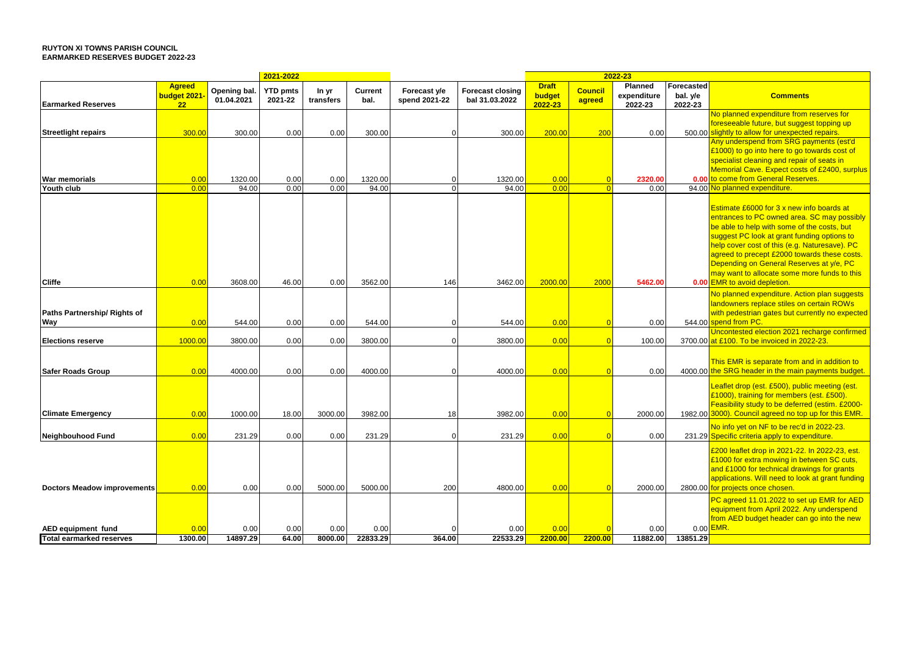**RUYTON XI TOWNS PARISH COUNCIL**
**EARMARKED RESERVES BUDGET 2022-23**

| Earmarked Reserves | 2021-2022 | | | | | | | 2022-23 | | | | |
|---|---|---|---|---|---|---|---|---|---|---|---|---|
| | Agreed budget 2021-22 | Opening bal. 01.04.2021 | YTD pmts 2021-22 | In yr transfers | Current bal. | Forecast y/e spend 2021-22 | Forecast closing bal 31.03.2022 | Draft budget 2022-23 | Council agreed | Planned expenditure 2022-23 | Forecasted bal. y/e 2022-23 | Comments |
| **Streetlight repairs** | 300.00 | 300.00 | 0.00 | 0.00 | 300.00 | 0 | 300.00 | 200.00 | 200 | 0.00 | 500.00 | No planned expenditure from reserves for foreseeable future, but suggest topping up slightly to allow for unexpected repairs. |
| **War memorials** | 0.00 | 1320.00 | 0.00 | 0.00 | 1320.00 | 0 | 1320.00 | 0.00 | 0 | **2320.00** | 0.00 | Any underspend from SRG payments (est'd £1000) to go into here to go towards cost of specialist cleaning and repair of seats in Memorial Cave. Expect costs of £2400, surplus to come from General Reserves. |
| **Youth club** | 0.00 | 94.00 | 0.00 | 0.00 | 94.00 | 0 | 94.00 | 0.00 | 0 | 0.00 | 94.00 | No planned expenditure. |
| **Cliffe** | 0.00 | 3608.00 | 46.00 | 0.00 | 3562.00 | 146 | 3462.00 | 2000.00 | 2000 | **5462.00** | 0.00 | Estimate £6000 for 3 x new info boards at entrances to PC owned area. SC may possibly be able to help with some of the costs, but suggest PC look at grant funding options to help cover cost of this (e.g. Naturesave). PC agreed to precept £2000 towards these costs. Depending on General Reserves at y/e, PC may want to allocate some more funds to this EMR to avoid depletion. |
| **Paths Partnership/ Rights of Way** | 0.00 | 544.00 | 0.00 | 0.00 | 544.00 | 0 | 544.00 | 0.00 | 0 | 0.00 | 544.00 | No planned expenditure. Action plan suggests landowners replace stiles on certain ROWs with pedestrian gates but currently no expected spend from PC. |
| **Elections reserve** | 1000.00 | 3800.00 | 0.00 | 0.00 | 3800.00 | 0 | 3800.00 | 0.00 | 0 | 100.00 | 3700.00 | Uncontested election 2021 recharge confirmed at £100. To be invoiced in 2022-23. |
| **Safer Roads Group** | 0.00 | 4000.00 | 0.00 | 0.00 | 4000.00 | 0 | 4000.00 | 0.00 | 0 | 0.00 | 4000.00 | This EMR is separate from and in addition to the SRG header in the main payments budget. |
| **Climate Emergency** | 0.00 | 1000.00 | 18.00 | 3000.00 | 3982.00 | 18 | 3982.00 | 0.00 | 0 | 2000.00 | 1982.00 | Leaflet drop (est. £500), public meeting (est. £1000), training for members (est. £500). Feasibility study to be deferred (estim. £2000-3000). Council agreed no top up for this EMR. |
| **Neighbouhood Fund** | 0.00 | 231.29 | 0.00 | 0.00 | 231.29 | 0 | 231.29 | 0.00 | 0 | 0.00 | 231.29 | No info yet on NF to be rec'd in 2022-23. Specific criteria apply to expenditure. |
| **Doctors Meadow improvements** | 0.00 | 0.00 | 0.00 | 5000.00 | 5000.00 | 200 | 4800.00 | 0.00 | 0 | 2000.00 | 2800.00 | £200 leaflet drop in 2021-22. In 2022-23, est. £1000 for extra mowing in between SC cuts, and £1000 for technical drawings for grants applications. Will need to look at grant funding for projects once chosen. |
| **AED equipment fund** | 0.00 | 0.00 | 0.00 | 0.00 | 0.00 | 0 | 0.00 | 0.00 | 0 | 0.00 | 0.00 | PC agreed 11.01.2022 to set up EMR for AED equipment from April 2022. Any underspend from AED budget header can go into the new EMR. |
| **Total earmarked reserves** | **1300.00** | **14897.29** | **64.00** | **8000.00** | **22833.29** | **364.00** | **22533.29** | **2200.00** | **2200.00** | **11882.00** | **13851.29** | |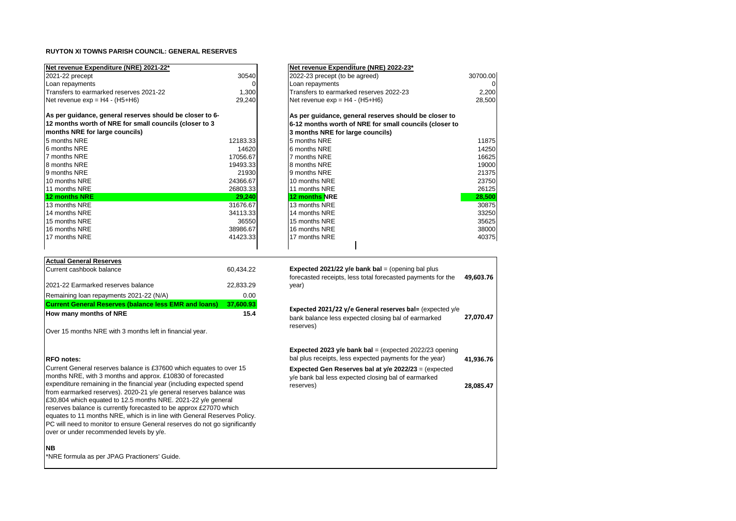# RUYTON XI TOWNS PARISH COUNCIL: GENERAL RESERVES

| Net revenue Expenditure (NRE) 2021-22* | |
|---|---|
| 2021-22 precept | 30540 |
| Loan repayments | 0 |
| Transfers to earmarked reserves 2021-22 | 1,300 |
| Net revenue exp = H4 - (H5+H6) | 29,240 |

**As per guidance, general reserves should be closer to 6-12 months worth of NRE for small councils (closer to 3 months NRE for large councils)**

| | |
|---|---|
| 5 months NRE | 12183.33 |
| 6 months NRE | 14620 |
| 7 months NRE | 17056.67 |
| 8 months NRE | 19493.33 |
| 9 months NRE | 21930 |
| 10 months NRE | 24366.67 |
| 11 months NRE | 26803.33 |
| **12 months NRE** | **29,240** |
| 13 months NRE | 31676.67 |
| 14 months NRE | 34113.33 |
| 15 months NRE | 36550 |
| 16 months NRE | 38986.67 |
| 17 months NRE | 41423.33 |

| Net revenue Expenditure (NRE) 2022-23* | |
|---|---|
| 2022-23 precept (to be agreed) | 30700.00 |
| Loan repayments | 0 |
| Transfers to earmarked reserves 2022-23 | 2,200 |
| Net revenue exp = H4 - (H5+H6) | 28,500 |

**As per guidance, general reserves should be closer to 6-12 months worth of NRE for small councils (closer to 3 months NRE for large councils)**

| | |
|---|---|
| 5 months NRE | 11875 |
| 6 months NRE | 14250 |
| 7 months NRE | 16625 |
| 8 months NRE | 19000 |
| 9 months NRE | 21375 |
| 10 months NRE | 23750 |
| 11 months NRE | 26125 |
| **12 months NRE** | **28,500** |
| 13 months NRE | 30875 |
| 14 months NRE | 33250 |
| 15 months NRE | 35625 |
| 16 months NRE | 38000 |
| 17 months NRE | 40375 |

| Actual General Reserves | |
|---|---|
| Current cashbook balance | 60,434.22 |
| 2021-22 Earmarked reserves balance | 22,833.29 |
| Remaining loan repayments 2021-22 (N/A) | 0.00 |
| **Current General Reserves (balance less EMR and loans)** | **37,600.93** |
| **How many months of NRE** | **15.4** |

Over 15 months NRE with 3 months left in financial year.

| | |
|---|---|
| **Expected 2021/22 y/e bank bal** = (opening bal plus forecasted receipts, less total forecasted payments for the year) | **49,603.76** |
| **Expected 2021/22 y/e General reserves bal=** (expected y/e bank balance less expected closing bal of earmarked reserves) | **27,070.47** |
| **Expected 2023 y/e bank bal** = (expected 2022/23 opening bal plus receipts, less expected payments for the year) | **41,936.76** |
| **Expected Gen Reserves bal at y/e 2022/23** = (expected y/e bank bal less expected closing bal of earmarked reserves) | **28,085.47** |

**RFO notes:**

Current General reserves balance is £37600 which equates to over 15 months NRE, with 3 months and approx. £10830 of forecasted expenditure remaining in the financial year (including expected spend from earmarked reserves). 2020-21 y/e general reserves balance was £30,804 which equated to 12.5 months NRE. 2021-22 y/e general reserves balance is currently forecasted to be approx £27070 which equates to 11 months NRE, which is in line with General Reserves Policy. PC will need to monitor to ensure General reserves do not go significantly over or under recommended levels by y/e.

**NB**

*NRE formula as per JPAG Practioners' Guide.